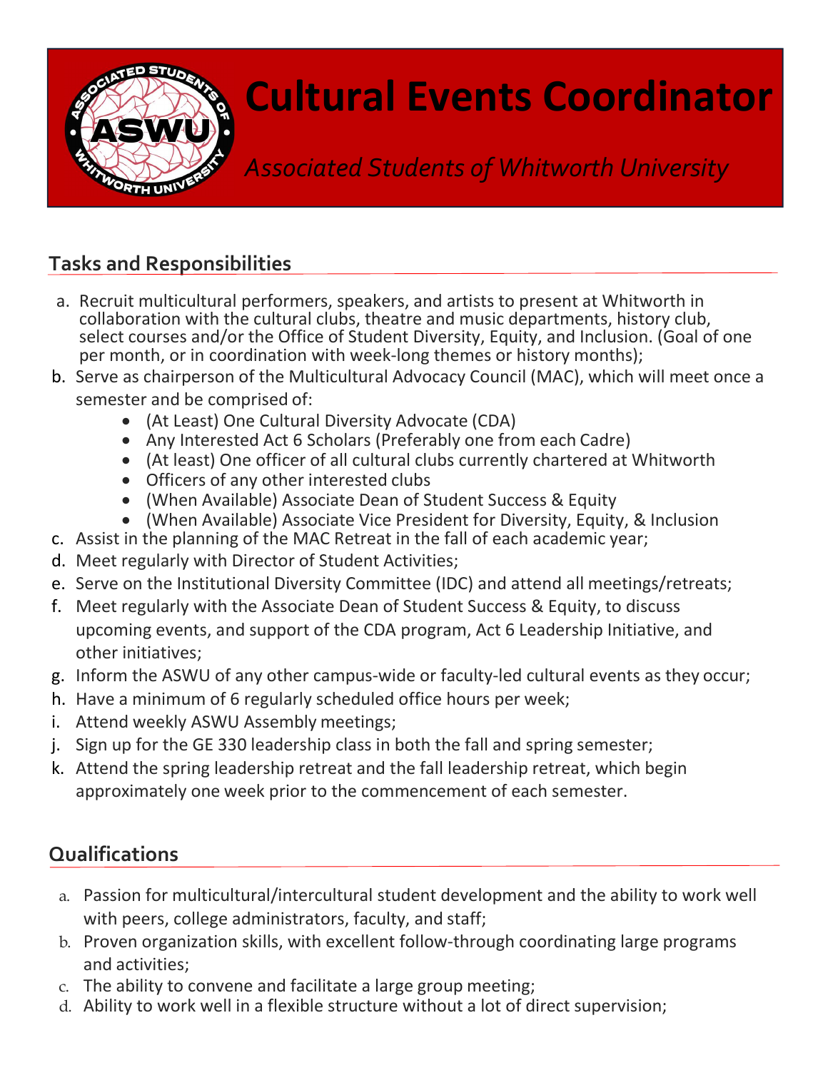# Cultural Events Coordinator

*Associated Students of Whitworth University*

## Tasks and Responsibilities

a. Recruit multicultural performers, speakers, and artists to present at Whitworth in collaboration with the cultural clubs, theatre and music departments, history club, select courses and/or the Office of Student Diversity, Equity, and Inclusion. (Goal of one per month, or in coordination with week-long themes or history months);

b. Serve as chairperson of the Multicultural Advocacy Council (MAC), which will meet once a semester and be comprised of:
   - (At Least) One Cultural Diversity Advocate (CDA)
   - Any Interested Act 6 Scholars (Preferably one from each Cadre)
   - (At least) One officer of all cultural clubs currently chartered at Whitworth
   - Officers of any other interested clubs
   - (When Available) Associate Dean of Student Success & Equity
   - (When Available) Associate Vice President for Diversity, Equity, & Inclusion

c. Assist in the planning of the MAC Retreat in the fall of each academic year;

d. Meet regularly with Director of Student Activities;

e. Serve on the Institutional Diversity Committee (IDC) and attend all meetings/retreats;

f. Meet regularly with the Associate Dean of Student Success & Equity, to discuss upcoming events, and support of the CDA program, Act 6 Leadership Initiative, and other initiatives;

g. Inform the ASWU of any other campus-wide or faculty-led cultural events as they occur;

h. Have a minimum of 6 regularly scheduled office hours per week;

i. Attend weekly ASWU Assembly meetings;

j. Sign up for the GE 330 leadership class in both the fall and spring semester;

k. Attend the spring leadership retreat and the fall leadership retreat, which begin approximately one week prior to the commencement of each semester.

## Qualifications

a. Passion for multicultural/intercultural student development and the ability to work well with peers, college administrators, faculty, and staff;

b. Proven organization skills, with excellent follow-through coordinating large programs and activities;

c. The ability to convene and facilitate a large group meeting;

d. Ability to work well in a flexible structure without a lot of direct supervision;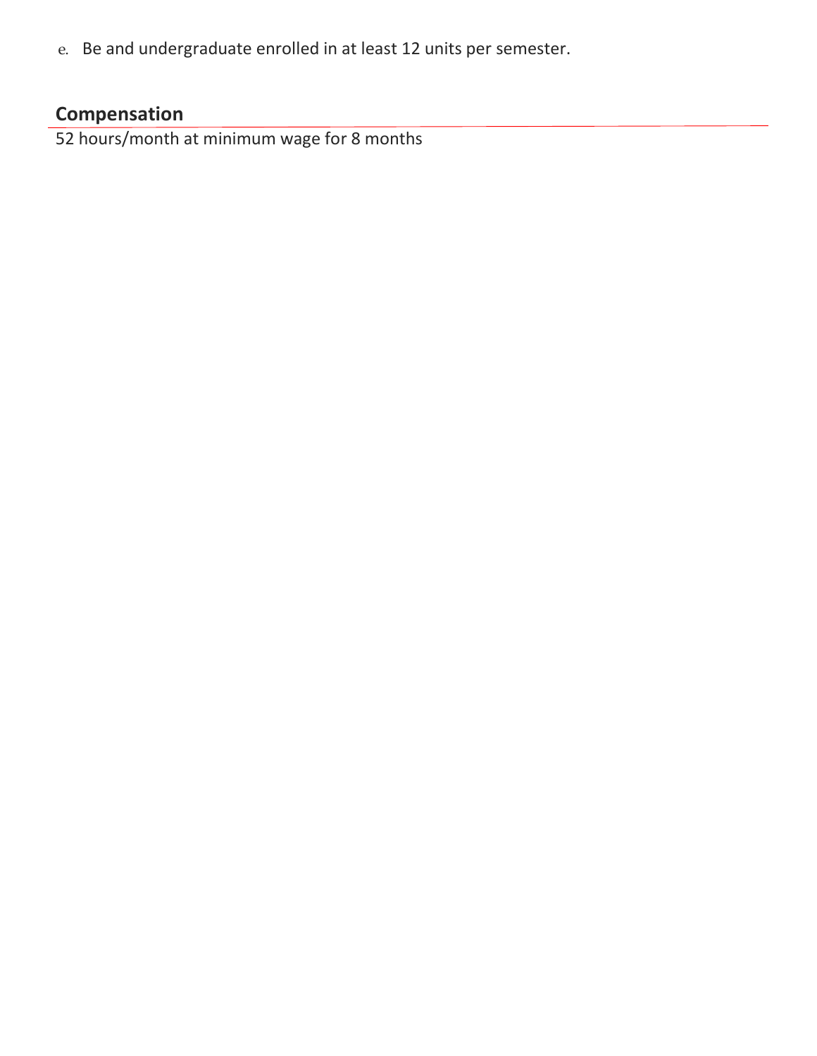e. Be and undergraduate enrolled in at least 12 units per semester.

## Compensation

52 hours/month at minimum wage for 8 months